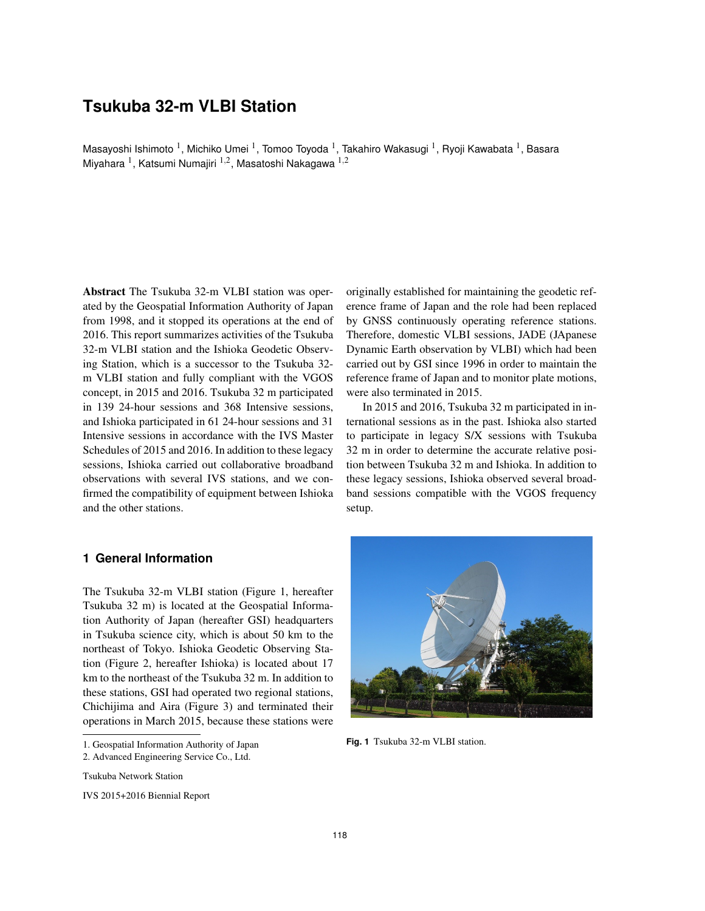# Tsukuba 32-m VLBI Station

Masayoshi Ishimoto [1], Michiko Umei [1], Tomoo Toyoda [1], Takahiro Wakasugi [1], Ryoji Kawabata [1], Basara Miyahara [1], Katsumi Numajiri [1,2], Masatoshi Nakagawa [1,2]

**Abstract** The Tsukuba 32-m VLBI station was operated by the Geospatial Information Authority of Japan from 1998, and it stopped its operations at the end of 2016. This report summarizes activities of the Tsukuba 32-m VLBI station and the Ishioka Geodetic Observing Station, which is a successor to the Tsukuba 32-m VLBI station and fully compliant with the VGOS concept, in 2015 and 2016. Tsukuba 32 m participated in 139 24-hour sessions and 368 Intensive sessions, and Ishioka participated in 61 24-hour sessions and 31 Intensive sessions in accordance with the IVS Master Schedules of 2015 and 2016. In addition to these legacy sessions, Ishioka carried out collaborative broadband observations with several IVS stations, and we confirmed the compatibility of equipment between Ishioka and the other stations.

## 1 General Information

The Tsukuba 32-m VLBI station (Figure 1, hereafter Tsukuba 32 m) is located at the Geospatial Information Authority of Japan (hereafter GSI) headquarters in Tsukuba science city, which is about 50 km to the northeast of Tokyo. Ishioka Geodetic Observing Station (Figure 2, hereafter Ishioka) is located about 17 km to the northeast of the Tsukuba 32 m. In addition to these stations, GSI had operated two regional stations, Chichijima and Aira (Figure 3) and terminated their operations in March 2015, because these stations were originally established for maintaining the geodetic reference frame of Japan and the role had been replaced by GNSS continuously operating reference stations. Therefore, domestic VLBI sessions, JADE (JApanese Dynamic Earth observation by VLBI) which had been carried out by GSI since 1996 in order to maintain the reference frame of Japan and to monitor plate motions, were also terminated in 2015.

In 2015 and 2016, Tsukuba 32 m participated in international sessions as in the past. Ishioka also started to participate in legacy S/X sessions with Tsukuba 32 m in order to determine the accurate relative position between Tsukuba 32 m and Ishioka. In addition to these legacy sessions, Ishioka observed several broadband sessions compatible with the VGOS frequency setup.

**Fig. 1** Tsukuba 32-m VLBI station.

1. Geospatial Information Authority of Japan
2. Advanced Engineering Service Co., Ltd.

Tsukuba Network Station

IVS 2015+2016 Biennial Report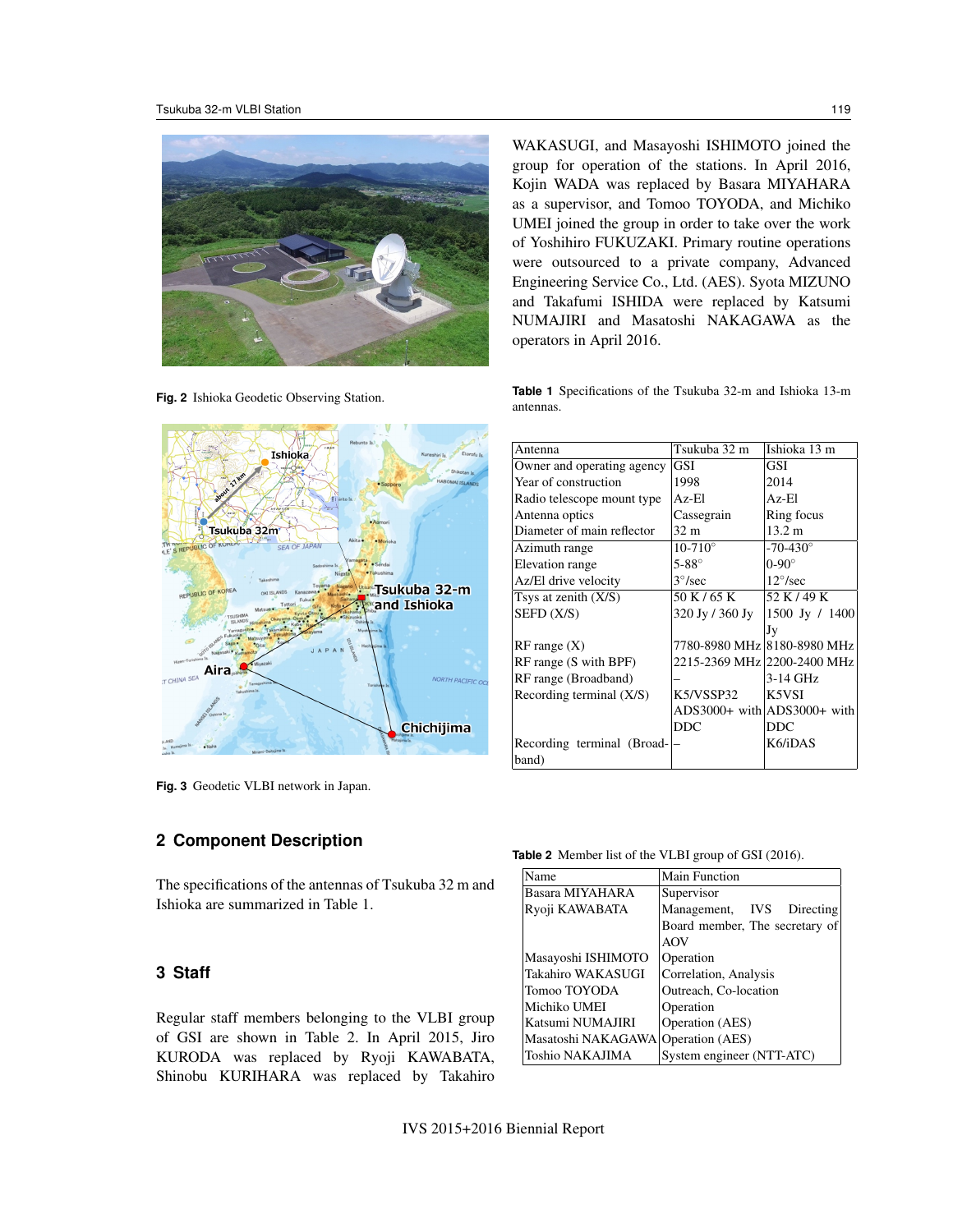Fig. 2 Ishioka Geodetic Observing Station.

Fig. 3 Geodetic VLBI network in Japan.

## 2 Component Description

The specifications of the antennas of Tsukuba 32 m and Ishioka are summarized in Table 1.

## 3 Staff

Regular staff members belonging to the VLBI group of GSI are shown in Table 2. In April 2015, Jiro KURODA was replaced by Ryoji KAWABATA, Shinobu KURIHARA was replaced by Takahiro WAKASUGI, and Masayoshi ISHIMOTO joined the group for operation of the stations. In April 2016, Kojin WADA was replaced by Basara MIYAHARA as a supervisor, and Tomoo TOYODA, and Michiko UMEI joined the group in order to take over the work of Yoshihiro FUKUZAKI. Primary routine operations were outsourced to a private company, Advanced Engineering Service Co., Ltd. (AES). Syota MIZUNO and Takafumi ISHIDA were replaced by Katsumi NUMAJIRI and Masatoshi NAKAGAWA as the operators in April 2016.

**Table 1** Specifications of the Tsukuba 32-m and Ishioka 13-m antennas.

| Antenna | Tsukuba 32 m | Ishioka 13 m |
|---|---|---|
| Owner and operating agency | GSI | GSI |
| Year of construction | 1998 | 2014 |
| Radio telescope mount type | Az-El | Az-El |
| Antenna optics | Cassegrain | Ring focus |
| Diameter of main reflector | 32 m | 13.2 m |
| Azimuth range | 10-710° | -70-430° |
| Elevation range | 5-88° | 0-90° |
| Az/El drive velocity | 3°/sec | 12°/sec |
| Tsys at zenith (X/S) | 50 K / 65 K | 52 K / 49 K |
| SEFD (X/S) | 320 Jy / 360 Jy | 1500 Jy / 1400 Jy |
| RF range (X) | 7780-8980 MHz | 8180-8980 MHz |
| RF range (S with BPF) | 2215-2369 MHz | 2200-2400 MHz |
| RF range (Broadband) | – | 3-14 GHz |
| Recording terminal (X/S) | K5/VSSP32 ADS3000+ with DDC | K5VSI ADS3000+ with DDC |
| Recording terminal (Broadband) | – | K6/iDAS |

**Table 2** Member list of the VLBI group of GSI (2016).

| Name | Main Function |
|---|---|
| Basara MIYAHARA | Supervisor |
| Ryoji KAWABATA | Management, IVS Directing Board member, The secretary of AOV |
| Masayoshi ISHIMOTO | Operation |
| Takahiro WAKASUGI | Correlation, Analysis |
| Tomoo TOYODA | Outreach, Co-location |
| Michiko UMEI | Operation |
| Katsumi NUMAJIRI | Operation (AES) |
| Masatoshi NAKAGAWA | Operation (AES) |
| Toshio NAKAJIMA | System engineer (NTT-ATC) |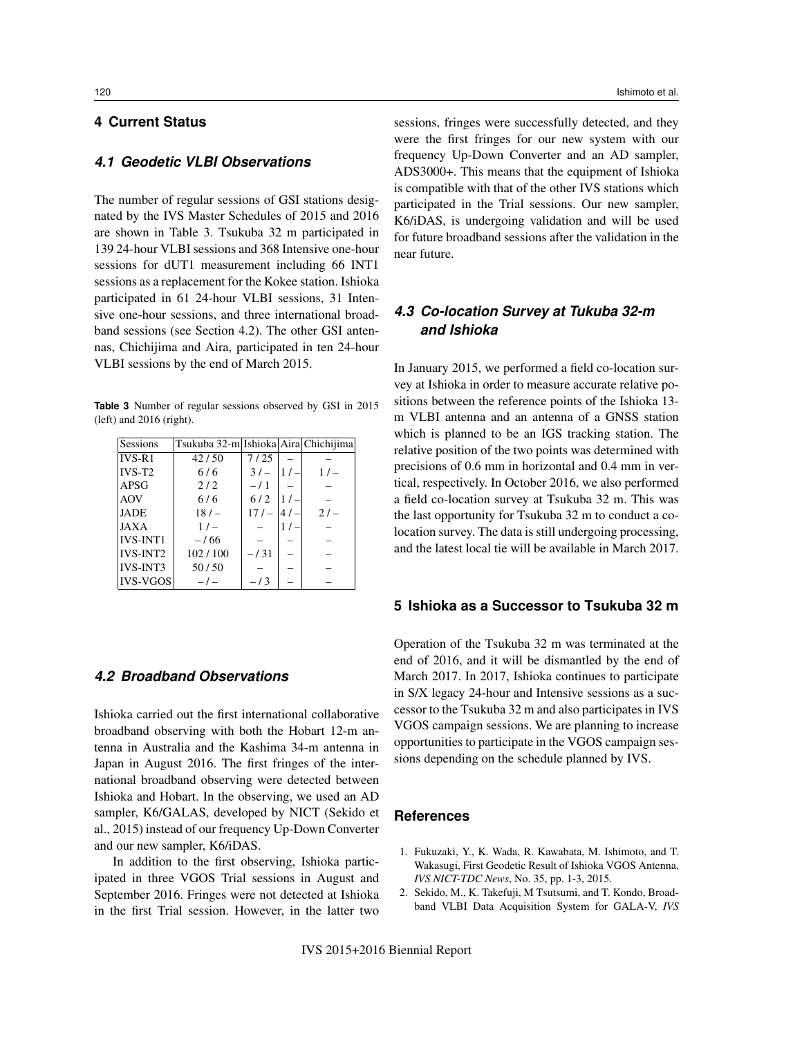## 4 Current Status

### 4.1 Geodetic VLBI Observations

The number of regular sessions of GSI stations designated by the IVS Master Schedules of 2015 and 2016 are shown in Table 3. Tsukuba 32 m participated in 139 24-hour VLBI sessions and 368 Intensive one-hour sessions for dUT1 measurement including 66 INT1 sessions as a replacement for the Kokee station. Ishioka participated in 61 24-hour VLBI sessions, 31 Intensive one-hour sessions, and three international broadband sessions (see Section 4.2). The other GSI antennas, Chichijima and Aira, participated in ten 24-hour VLBI sessions by the end of March 2015.

**Table 3** Number of regular sessions observed by GSI in 2015 (left) and 2016 (right).

| Sessions | Tsukuba 32-m | Ishioka | Aira | Chichijima |
|---|---|---|---|---|
| IVS-R1 | 42 / 50 | 7 / 25 | – | – |
| IVS-T2 | 6 / 6 | 3 / – | 1 / – | 1 / – |
| APSG | 2 / 2 | – / 1 | – | – |
| AOV | 6 / 6 | 6 / 2 | 1 / – | – |
| JADE | 18 / – | 17 / – | 4 / – | 2 / – |
| JAXA | 1 / – | – | 1 / – | – |
| IVS-INT1 | – / 66 | – | – | – |
| IVS-INT2 | 102 / 100 | – / 31 | – | – |
| IVS-INT3 | 50 / 50 | – | – | – |
| IVS-VGOS | – / – | – / 3 | – | – |

### 4.2 Broadband Observations

Ishioka carried out the first international collaborative broadband observing with both the Hobart 12-m antenna in Australia and the Kashima 34-m antenna in Japan in August 2016. The first fringes of the international broadband observing were detected between Ishioka and Hobart. In the observing, we used an AD sampler, K6/GALAS, developed by NICT (Sekido et al., 2015) instead of our frequency Up-Down Converter and our new sampler, K6/iDAS.

In addition to the first observing, Ishioka participated in three VGOS Trial sessions in August and September 2016. Fringes were not detected at Ishioka in the first Trial session. However, in the latter two sessions, fringes were successfully detected, and they were the first fringes for our new system with our frequency Up-Down Converter and an AD sampler, ADS3000+. This means that the equipment of Ishioka is compatible with that of the other IVS stations which participated in the Trial sessions. Our new sampler, K6/iDAS, is undergoing validation and will be used for future broadband sessions after the validation in the near future.

### 4.3 Co-location Survey at Tukuba 32-m and Ishioka

In January 2015, we performed a field co-location survey at Ishioka in order to measure accurate relative positions between the reference points of the Ishioka 13-m VLBI antenna and an antenna of a GNSS station which is planned to be an IGS tracking station. The relative position of the two points was determined with precisions of 0.6 mm in horizontal and 0.4 mm in vertical, respectively. In October 2016, we also performed a field co-location survey at Tsukuba 32 m. This was the last opportunity for Tsukuba 32 m to conduct a co-location survey. The data is still undergoing processing, and the latest local tie will be available in March 2017.

## 5 Ishioka as a Successor to Tsukuba 32 m

Operation of the Tsukuba 32 m was terminated at the end of 2016, and it will be dismantled by the end of March 2017. In 2017, Ishioka continues to participate in S/X legacy 24-hour and Intensive sessions as a successor to the Tsukuba 32 m and also participates in IVS VGOS campaign sessions. We are planning to increase opportunities to participate in the VGOS campaign sessions depending on the schedule planned by IVS.

## References

1. Fukuzaki, Y., K. Wada, R. Kawabata, M. Ishimoto, and T. Wakasugi, First Geodetic Result of Ishioka VGOS Antenna, *IVS NICT-TDC News*, No. 35, pp. 1-3, 2015.
2. Sekido, M., K. Takefuji, M Tsutsumi, and T. Kondo, Broadband VLBI Data Acquisition System for GALA-V, *IVS*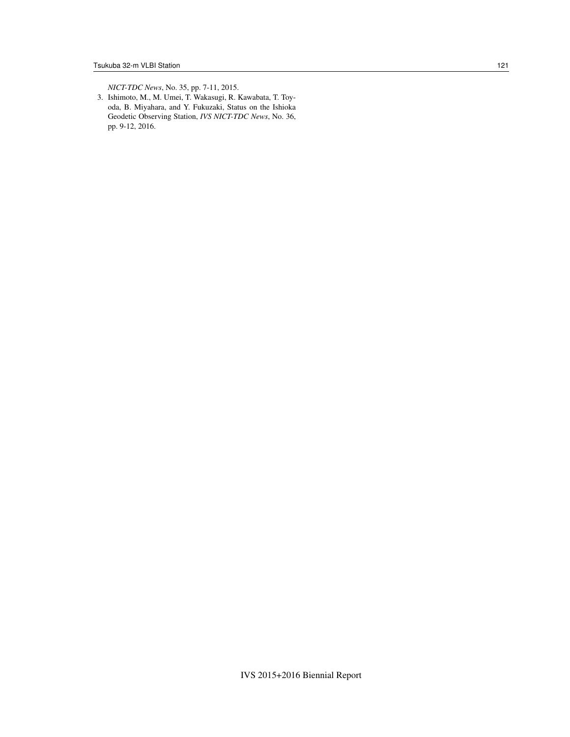*NICT-TDC News*, No. 35, pp. 7-11, 2015.

3. Ishimoto, M., M. Umei, T. Wakasugi, R. Kawabata, T. Toyoda, B. Miyahara, and Y. Fukuzaki, Status on the Ishioka Geodetic Observing Station, *IVS NICT-TDC News*, No. 36, pp. 9-12, 2016.